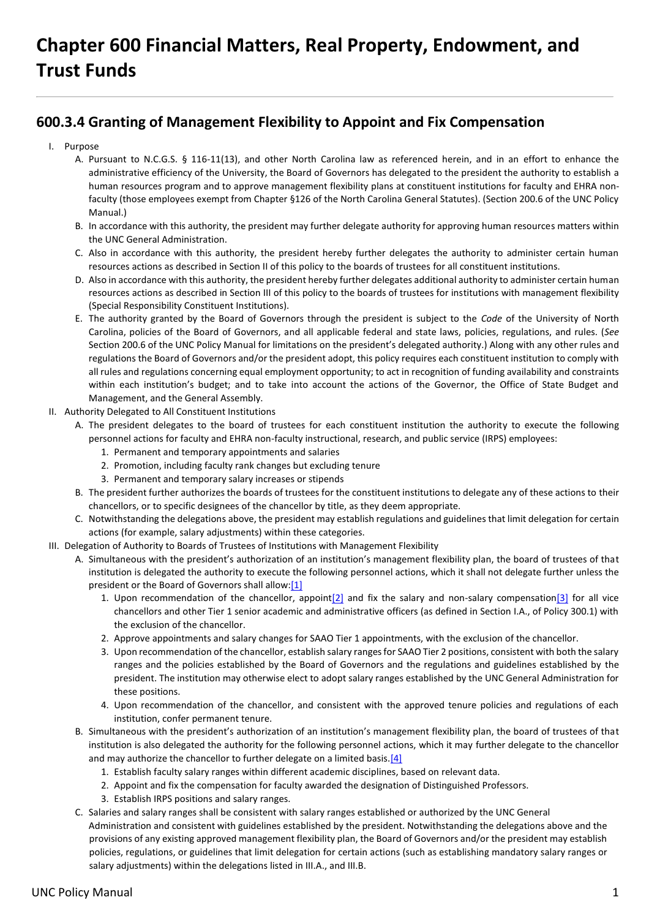# Chapter 600 Financial Matters, Real Property, Endowment, and Trust Funds

## 600.3.4 Granting of Management Flexibility to Appoint and Fix Compensation

I. Purpose
   A. Pursuant to N.C.G.S. § 116-11(13), and other North Carolina law as referenced herein, and in an effort to enhance the administrative efficiency of the University, the Board of Governors has delegated to the president the authority to establish a human resources program and to approve management flexibility plans at constituent institutions for faculty and EHRA non-faculty (those employees exempt from Chapter §126 of the North Carolina General Statutes). (Section 200.6 of the UNC Policy Manual.)
   B. In accordance with this authority, the president may further delegate authority for approving human resources matters within the UNC General Administration.
   C. Also in accordance with this authority, the president hereby further delegates the authority to administer certain human resources actions as described in Section II of this policy to the boards of trustees for all constituent institutions.
   D. Also in accordance with this authority, the president hereby further delegates additional authority to administer certain human resources actions as described in Section III of this policy to the boards of trustees for institutions with management flexibility (Special Responsibility Constituent Institutions).
   E. The authority granted by the Board of Governors through the president is subject to the *Code* of the University of North Carolina, policies of the Board of Governors, and all applicable federal and state laws, policies, regulations, and rules. (*See* Section 200.6 of the UNC Policy Manual for limitations on the president's delegated authority.) Along with any other rules and regulations the Board of Governors and/or the president adopt, this policy requires each constituent institution to comply with all rules and regulations concerning equal employment opportunity; to act in recognition of funding availability and constraints within each institution's budget; and to take into account the actions of the Governor, the Office of State Budget and Management, and the General Assembly.

II. Authority Delegated to All Constituent Institutions
   A. The president delegates to the board of trustees for each constituent institution the authority to execute the following personnel actions for faculty and EHRA non-faculty instructional, research, and public service (IRPS) employees:
      1. Permanent and temporary appointments and salaries
      2. Promotion, including faculty rank changes but excluding tenure
      3. Permanent and temporary salary increases or stipends
   B. The president further authorizes the boards of trustees for the constituent institutions to delegate any of these actions to their chancellors, or to specific designees of the chancellor by title, as they deem appropriate.
   C. Notwithstanding the delegations above, the president may establish regulations and guidelines that limit delegation for certain actions (for example, salary adjustments) within these categories.

III. Delegation of Authority to Boards of Trustees of Institutions with Management Flexibility
   A. Simultaneous with the president's authorization of an institution's management flexibility plan, the board of trustees of that institution is delegated the authority to execute the following personnel actions, which it shall not delegate further unless the president or the Board of Governors shall allow:[1]
      1. Upon recommendation of the chancellor, appoint[2] and fix the salary and non-salary compensation[3] for all vice chancellors and other Tier 1 senior academic and administrative officers (as defined in Section I.A., of Policy 300.1) with the exclusion of the chancellor.
      2. Approve appointments and salary changes for SAAO Tier 1 appointments, with the exclusion of the chancellor.
      3. Upon recommendation of the chancellor, establish salary ranges for SAAO Tier 2 positions, consistent with both the salary ranges and the policies established by the Board of Governors and the regulations and guidelines established by the president. The institution may otherwise elect to adopt salary ranges established by the UNC General Administration for these positions.
      4. Upon recommendation of the chancellor, and consistent with the approved tenure policies and regulations of each institution, confer permanent tenure.
   B. Simultaneous with the president's authorization of an institution's management flexibility plan, the board of trustees of that institution is also delegated the authority for the following personnel actions, which it may further delegate to the chancellor and may authorize the chancellor to further delegate on a limited basis.[4]
      1. Establish faculty salary ranges within different academic disciplines, based on relevant data.
      2. Appoint and fix the compensation for faculty awarded the designation of Distinguished Professors.
      3. Establish IRPS positions and salary ranges.
   C. Salaries and salary ranges shall be consistent with salary ranges established or authorized by the UNC General Administration and consistent with guidelines established by the president. Notwithstanding the delegations above and the provisions of any existing approved management flexibility plan, the Board of Governors and/or the president may establish policies, regulations, or guidelines that limit delegation for certain actions (such as establishing mandatory salary ranges or salary adjustments) within the delegations listed in III.A., and III.B.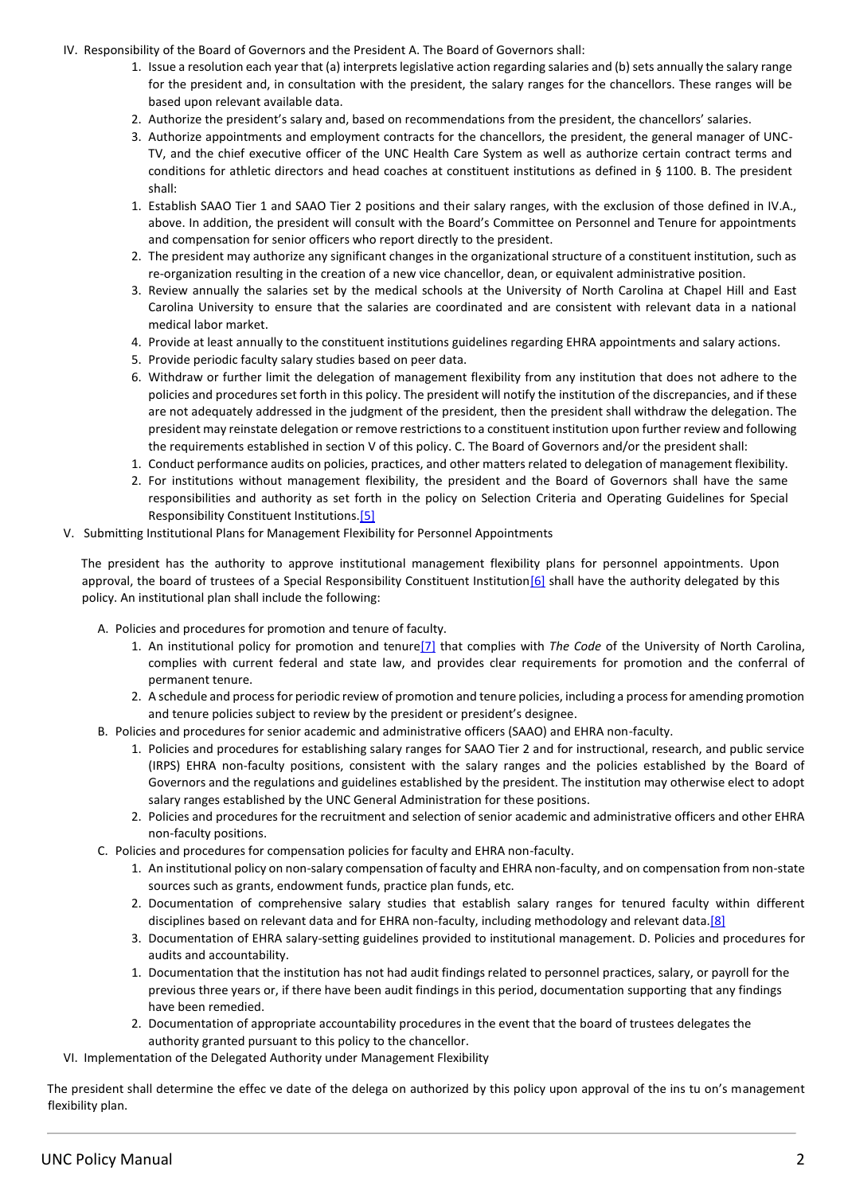IV. Responsibility of the Board of Governors and the President A. The Board of Governors shall:

1. Issue a resolution each year that (a) interprets legislative action regarding salaries and (b) sets annually the salary range for the president and, in consultation with the president, the salary ranges for the chancellors. These ranges will be based upon relevant available data.
2. Authorize the president's salary and, based on recommendations from the president, the chancellors' salaries.
3. Authorize appointments and employment contracts for the chancellors, the president, the general manager of UNC-TV, and the chief executive officer of the UNC Health Care System as well as authorize certain contract terms and conditions for athletic directors and head coaches at constituent institutions as defined in § 1100. B. The president shall:
1. Establish SAAO Tier 1 and SAAO Tier 2 positions and their salary ranges, with the exclusion of those defined in IV.A., above. In addition, the president will consult with the Board's Committee on Personnel and Tenure for appointments and compensation for senior officers who report directly to the president.
2. The president may authorize any significant changes in the organizational structure of a constituent institution, such as re-organization resulting in the creation of a new vice chancellor, dean, or equivalent administrative position.
3. Review annually the salaries set by the medical schools at the University of North Carolina at Chapel Hill and East Carolina University to ensure that the salaries are coordinated and are consistent with relevant data in a national medical labor market.
4. Provide at least annually to the constituent institutions guidelines regarding EHRA appointments and salary actions.
5. Provide periodic faculty salary studies based on peer data.
6. Withdraw or further limit the delegation of management flexibility from any institution that does not adhere to the policies and procedures set forth in this policy. The president will notify the institution of the discrepancies, and if these are not adequately addressed in the judgment of the president, then the president shall withdraw the delegation. The president may reinstate delegation or remove restrictions to a constituent institution upon further review and following the requirements established in section V of this policy. C. The Board of Governors and/or the president shall:
1. Conduct performance audits on policies, practices, and other matters related to delegation of management flexibility.
2. For institutions without management flexibility, the president and the Board of Governors shall have the same responsibilities and authority as set forth in the policy on Selection Criteria and Operating Guidelines for Special Responsibility Constituent Institutions.[5]

V. Submitting Institutional Plans for Management Flexibility for Personnel Appointments

The president has the authority to approve institutional management flexibility plans for personnel appointments. Upon approval, the board of trustees of a Special Responsibility Constituent Institution[6] shall have the authority delegated by this policy. An institutional plan shall include the following:

A. Policies and procedures for promotion and tenure of faculty.
   1. An institutional policy for promotion and tenure[7] that complies with *The Code* of the University of North Carolina, complies with current federal and state law, and provides clear requirements for promotion and the conferral of permanent tenure.
   2. A schedule and process for periodic review of promotion and tenure policies, including a process for amending promotion and tenure policies subject to review by the president or president's designee.
B. Policies and procedures for senior academic and administrative officers (SAAO) and EHRA non-faculty.
   1. Policies and procedures for establishing salary ranges for SAAO Tier 2 and for instructional, research, and public service (IRPS) EHRA non-faculty positions, consistent with the salary ranges and the policies established by the Board of Governors and the regulations and guidelines established by the president. The institution may otherwise elect to adopt salary ranges established by the UNC General Administration for these positions.
   2. Policies and procedures for the recruitment and selection of senior academic and administrative officers and other EHRA non-faculty positions.
C. Policies and procedures for compensation policies for faculty and EHRA non-faculty.
   1. An institutional policy on non-salary compensation of faculty and EHRA non-faculty, and on compensation from non-state sources such as grants, endowment funds, practice plan funds, etc.
   2. Documentation of comprehensive salary studies that establish salary ranges for tenured faculty within different disciplines based on relevant data and for EHRA non-faculty, including methodology and relevant data.[8]
   3. Documentation of EHRA salary-setting guidelines provided to institutional management. D. Policies and procedures for audits and accountability.
   1. Documentation that the institution has not had audit findings related to personnel practices, salary, or payroll for the previous three years or, if there have been audit findings in this period, documentation supporting that any findings have been remedied.
   2. Documentation of appropriate accountability procedures in the event that the board of trustees delegates the authority granted pursuant to this policy to the chancellor.

VI. Implementation of the Delegated Authority under Management Flexibility

The president shall determine the effec ve date of the delega on authorized by this policy upon approval of the ins tu on's management flexibility plan.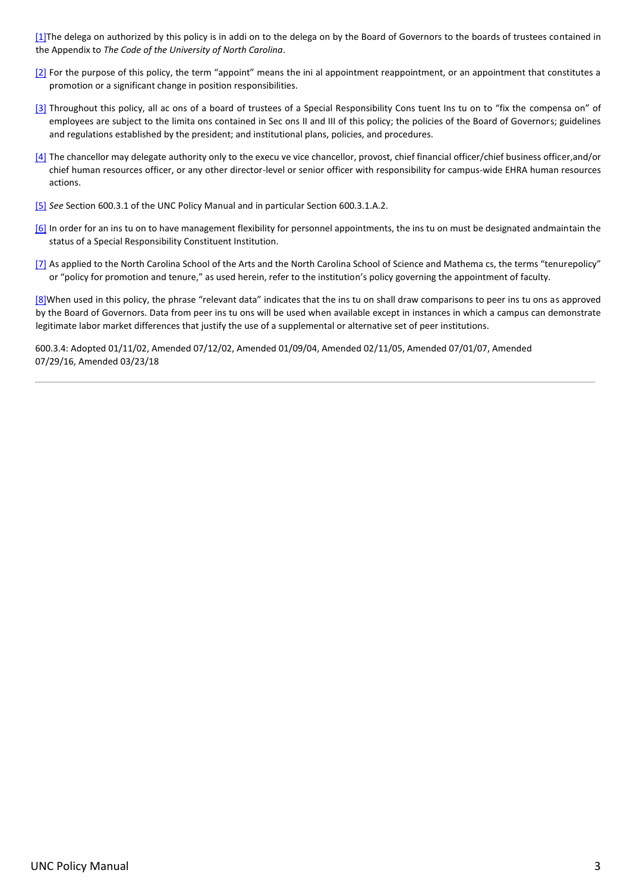[1]The delega on authorized by this policy is in addi on to the delega on by the Board of Governors to the boards of trustees contained in the Appendix to *The Code of the University of North Carolina*.

[2] For the purpose of this policy, the term "appoint" means the ini al appointment reappointment, or an appointment that constitutes a promotion or a significant change in position responsibilities.

[3] Throughout this policy, all ac ons of a board of trustees of a Special Responsibility Cons tuent Ins tu on to "fix the compensa on" of employees are subject to the limita ons contained in Sec ons II and III of this policy; the policies of the Board of Governors; guidelines and regulations established by the president; and institutional plans, policies, and procedures.

[4] The chancellor may delegate authority only to the execu ve vice chancellor, provost, chief financial officer/chief business officer,and/or chief human resources officer, or any other director-level or senior officer with responsibility for campus-wide EHRA human resources actions.

[5] *See* Section 600.3.1 of the UNC Policy Manual and in particular Section 600.3.1.A.2.

[6] In order for an ins tu on to have management flexibility for personnel appointments, the ins tu on must be designated andmaintain the status of a Special Responsibility Constituent Institution.

[7] As applied to the North Carolina School of the Arts and the North Carolina School of Science and Mathema cs, the terms "tenurepolicy" or "policy for promotion and tenure," as used herein, refer to the institution's policy governing the appointment of faculty.

[8]When used in this policy, the phrase "relevant data" indicates that the ins tu on shall draw comparisons to peer ins tu ons as approved by the Board of Governors. Data from peer ins tu ons will be used when available except in instances in which a campus can demonstrate legitimate labor market differences that justify the use of a supplemental or alternative set of peer institutions.

600.3.4: Adopted 01/11/02, Amended 07/12/02, Amended 01/09/04, Amended 02/11/05, Amended 07/01/07, Amended 07/29/16, Amended 03/23/18